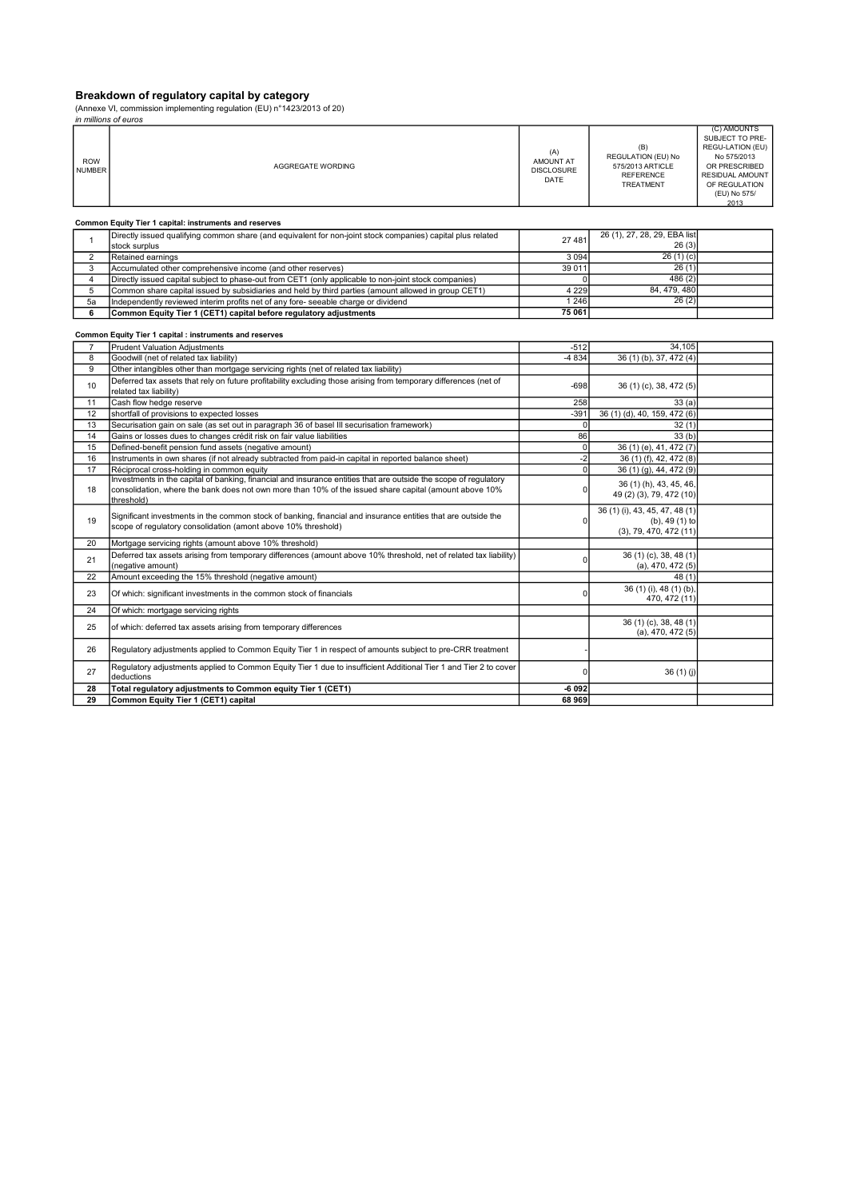## Breakdown of regulatory capital by category

(Annexe VI, commission implementing regulation (EU) n°1423/2013 of 20)

*in millions of euros*

| ROW NUMBER | AGGREGATE WORDING | (A) AMOUNT AT DISCLOSURE DATE | (B) REGULATION (EU) No 575/2013 ARTICLE REFERENCE TREATMENT | (C) AMOUNTS SUBJECT TO PRE-REGU-LATION (EU) No 575/2013 OR PRESCRIBED RESIDUAL AMOUNT OF REGULATION (EU) No 575/ 2013 |
|---|---|---|---|---|
| | **Common Equity Tier 1 capital: instruments and reserves** | | | |
| 1 | Directly issued qualifying common share (and equivalent for non-joint stock companies) capital plus related stock surplus | 27 481 | 26 (1), 27, 28, 29, EBA list 26 (3) | |
| 2 | Retained earnings | 3 094 | 26 (1) (c) | |
| 3 | Accumulated other comprehensive income (and other reserves) | 39 011 | 26 (1) | |
| 4 | Directly issued capital subject to phase-out from CET1 (only applicable to non-joint stock companies) | 0 | 486 (2) | |
| 5 | Common share capital issued by subsidiaries and held by third parties (amount allowed in group CET1) | 4 229 | 84, 479, 480 | |
| 5a | Independently reviewed interim profits net of any fore- seeable charge or dividend | 1 246 | 26 (2) | |
| **6** | **Common Equity Tier 1 (CET1) capital before regulatory adjustments** | **75 061** | | |
| | **Common Equity Tier 1 capital : instruments and reserves** | | | |
| 7 | Prudent Valuation Adjustments | -512 | 34,105 | |
| 8 | Goodwill (net of related tax liability) | -4 834 | 36 (1) (b), 37, 472 (4) | |
| 9 | Other intangibles other than mortgage servicing rights (net of related tax liability) | | | |
| 10 | Deferred tax assets that rely on future profitability excluding those arising from temporary differences (net of related tax liability) | -698 | 36 (1) (c), 38, 472 (5) | |
| 11 | Cash flow hedge reserve | 258 | 33 (a) | |
| 12 | shortfall of provisions to expected losses | -391 | 36 (1) (d), 40, 159, 472 (6) | |
| 13 | Securisation gain on sale (as set out in paragraph 36 of basel III securisation framework) | 0 | 32 (1) | |
| 14 | Gains or losses dues to changes crédit risk on fair value liabilities | 86 | 33 (b) | |
| 15 | Defined-benefit pension fund assets (negative amount) | 0 | 36 (1) (e), 41, 472 (7) | |
| 16 | Instruments in own shares (if not already subtracted from paid-in capital in reported balance sheet) | -2 | 36 (1) (f), 42, 472 (8) | |
| 17 | Réciprocal cross-holding in common equity | 0 | 36 (1) (g), 44, 472 (9) | |
| 18 | Investments in the capital of banking, financial and insurance entities that are outside the scope of regulatory consolidation, where the bank does not own more than 10% of the issued share capital (amount above 10% threshold) | 0 | 36 (1) (h), 43, 45, 46, 49 (2) (3), 79, 472 (10) | |
| 19 | Significant investments in the common stock of banking, financial and insurance entities that are outside the scope of regulatory consolidation (amont above 10% threshold) | 0 | 36 (1) (i), 43, 45, 47, 48 (1) (b), 49 (1) to (3), 79, 470, 472 (11) | |
| 20 | Mortgage servicing rights (amount above 10% threshold) | | | |
| 21 | Deferred tax assets arising from temporary differences (amount above 10% threshold, net of related tax liability) (negative amount) | 0 | 36 (1) (c), 38, 48 (1) (a), 470, 472 (5) | |
| 22 | Amount exceeding the 15% threshold (negative amount) | | 48 (1) | |
| 23 | Of which: significant investments in the common stock of financials | 0 | 36 (1) (i), 48 (1) (b), 470, 472 (11) | |
| 24 | Of which: mortgage servicing rights | | | |
| 25 | of which: deferred tax assets arising from temporary differences | | 36 (1) (c), 38, 48 (1) (a), 470, 472 (5) | |
| 26 | Regulatory adjustments applied to Common Equity Tier 1 in respect of amounts subject to pre-CRR treatment | - | | |
| 27 | Regulatory adjustments applied to Common Equity Tier 1 due to insufficient Additional Tier 1 and Tier 2 to cover deductions | 0 | 36 (1) (j) | |
| **28** | **Total regulatory adjustments to Common equity Tier 1 (CET1)** | **-6 092** | | |
| **29** | **Common Equity Tier 1 (CET1) capital** | **68 969** | | |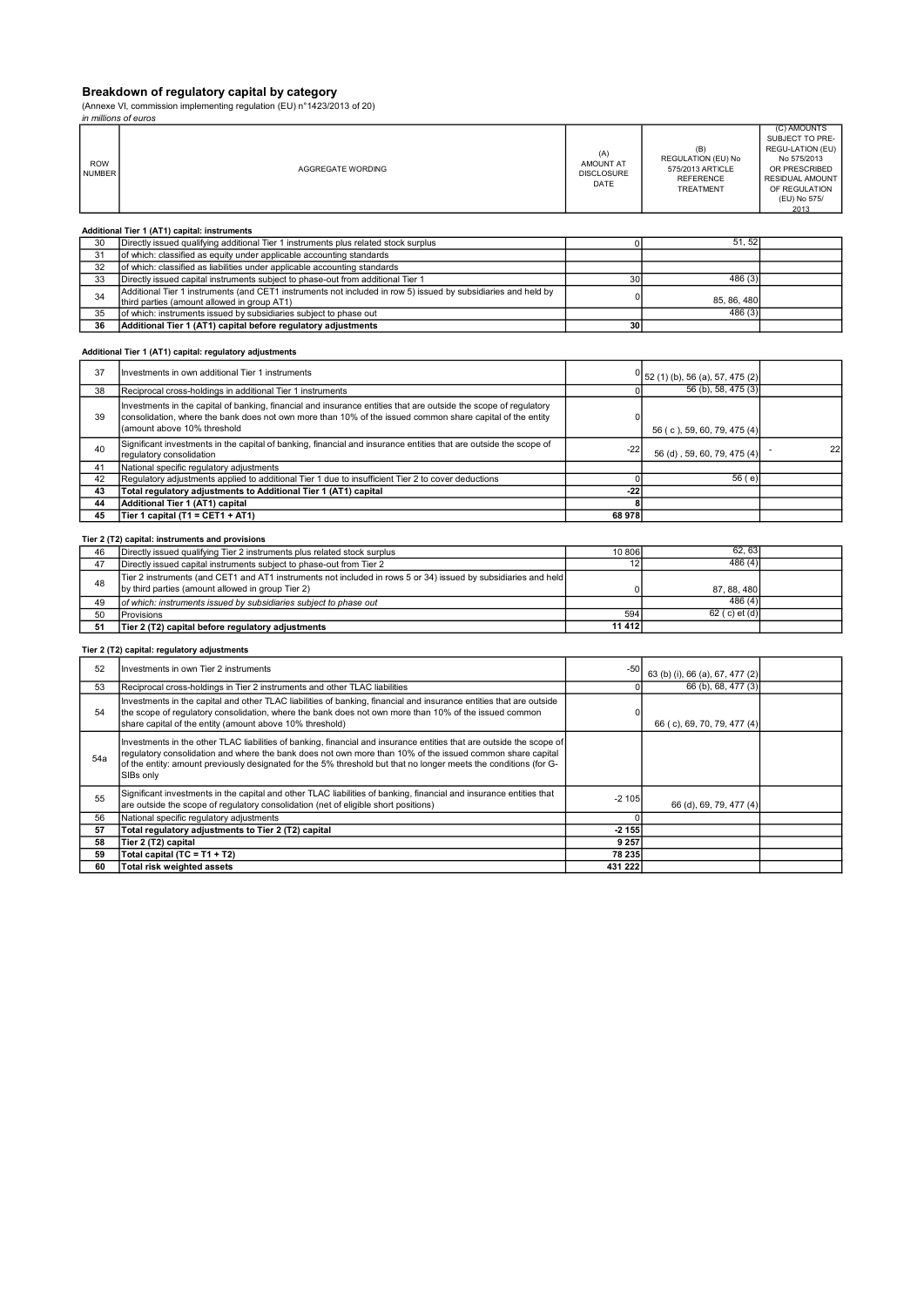## Breakdown of regulatory capital by category

(Annexe VI, commission implementing regulation (EU) n°1423/2013 of 20)

*in millions of euros*

| ROW NUMBER | AGGREGATE WORDING | (A) AMOUNT AT DISCLOSURE DATE | (B) REGULATION (EU) No 575/2013 ARTICLE REFERENCE TREATMENT | (C) AMOUNTS SUBJECT TO PRE-REGU-LATION (EU) No 575/2013 OR PRESCRIBED RESIDUAL AMOUNT OF REGULATION (EU) No 575/ 2013 |
|---|---|---|---|---|
| | **Additional Tier 1 (AT1) capital: instruments** | | | |
| 30 | Directly issued qualifying additional Tier 1 instruments plus related stock surplus | 0 | 51, 52 | |
| 31 | of which: classified as equity under applicable accounting standards | | | |
| 32 | of which: classified as liabilities under applicable accounting standards | | | |
| 33 | Directly issued capital instruments subject to phase-out from additional Tier 1 | 30 | 486 (3) | |
| 34 | Additional Tier 1 instruments (and CET1 instruments not included in row 5) issued by subsidiaries and held by third parties (amount allowed in group AT1) | 0 | 85, 86, 480 | |
| 35 | of which: instruments issued by subsidiaries subject to phase out | | 486 (3) | |
| **36** | **Additional Tier 1 (AT1) capital before regulatory adjustments** | **30** | | |
| | **Additional Tier 1 (AT1) capital: regulatory adjustments** | | | |
| 37 | Investments in own additional Tier 1 instruments | 0 | 52 (1) (b), 56 (a), 57, 475 (2) | |
| 38 | Reciprocal cross-holdings in additional Tier 1 instruments | 0 | 56 (b), 58, 475 (3) | |
| 39 | Investments in the capital of banking, financial and insurance entities that are outside the scope of regulatory consolidation, where the bank does not own more than 10% of the issued common share capital of the entity (amount above 10% threshold | 0 | 56 ( c ), 59, 60, 79, 475 (4) | |
| 40 | Significant investments in the capital of banking, financial and insurance entities that are outside the scope of regulatory consolidation | -22 | 56 (d) , 59, 60, 79, 475 (4) | - 22 |
| 41 | National specific regulatory adjustments | | | |
| 42 | Regulatory adjustments applied to additional Tier 1 due to insufficient Tier 2 to cover deductions | 0 | 56 ( e) | |
| **43** | **Total regulatory adjustments to Additional Tier 1 (AT1) capital** | **-22** | | |
| **44** | **Additional Tier 1 (AT1) capital** | **8** | | |
| **45** | **Tier 1 capital (T1 = CET1 + AT1)** | **68 978** | | |
| | **Tier 2 (T2) capital: instruments and provisions** | | | |
| 46 | Directly issued qualifying Tier 2 instruments plus related stock surplus | 10 806 | 62, 63 | |
| 47 | Directly issued capital instruments subject to phase-out from Tier 2 | 12 | 486 (4) | |
| 48 | Tier 2 instruments (and CET1 and AT1 instruments not included in rows 5 or 34) issued by subsidiaries and held by third parties (amount allowed in group Tier 2) | 0 | 87, 88, 480 | |
| 49 | *of which: instruments issued by subsidiaries subject to phase out* | | 486 (4) | |
| 50 | Provisions | 594 | 62 ( c) et (d) | |
| **51** | **Tier 2 (T2) capital before regulatory adjustments** | **11 412** | | |
| | **Tier 2 (T2) capital: regulatory adjustments** | | | |
| 52 | Investments in own Tier 2 instruments | -50 | 63 (b) (i), 66 (a), 67, 477 (2) | |
| 53 | Reciprocal cross-holdings in Tier 2 instruments and other TLAC liabilities | 0 | 66 (b), 68, 477 (3) | |
| 54 | Investments in the capital and other TLAC liabilities of banking, financial and insurance entities that are outside the scope of regulatory consolidation, where the bank does not own more than 10% of the issued common share capital of the entity (amount above 10% threshold) | 0 | 66 ( c), 69, 70, 79, 477 (4) | |
| 54a | Investments in the other TLAC liabilities of banking, financial and insurance entities that are outside the scope of regulatory consolidation and where the bank does not own more than 10% of the issued common share capital of the entity: amount previously designated for the 5% threshold but that no longer meets the conditions (for G-SIBs only | | | |
| 55 | Significant investments in the capital and other TLAC liabilities of banking, financial and insurance entities that are outside the scope of regulatory consolidation (net of eligible short positions) | -2 105 | 66 (d), 69, 79, 477 (4) | |
| 56 | National specific regulatory adjustments | 0 | | |
| **57** | **Total regulatory adjustments to Tier 2 (T2) capital** | **-2 155** | | |
| **58** | **Tier 2 (T2) capital** | **9 257** | | |
| **59** | **Total capital (TC = T1 + T2)** | **78 235** | | |
| **60** | **Total risk weighted assets** | **431 222** | | |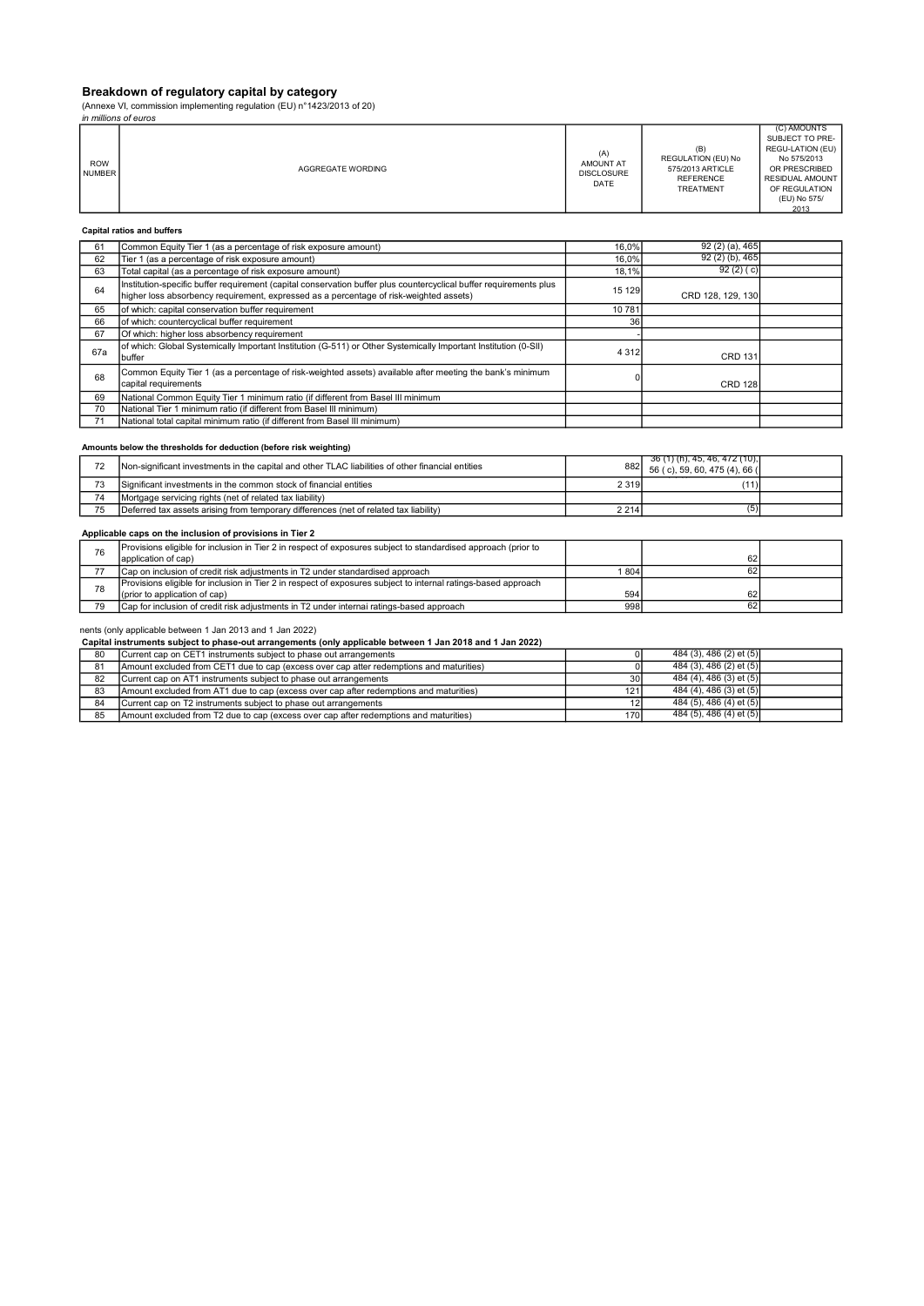## Breakdown of regulatory capital by category

(Annexe VI, commission implementing regulation (EU) n°1423/2013 of 20)

*in millions of euros*

| ROW NUMBER | AGGREGATE WORDING | (A) AMOUNT AT DISCLOSURE DATE | (B) REGULATION (EU) No 575/2013 ARTICLE REFERENCE TREATMENT | (C) AMOUNTS SUBJECT TO PRE-REGU-LATION (EU) No 575/2013 OR PRESCRIBED RESIDUAL AMOUNT OF REGULATION (EU) No 575/ 2013 |
|---|---|---|---|---|
| | **Capital ratios and buffers** | | | |
| 61 | Common Equity Tier 1 (as a percentage of risk exposure amount) | 16,0% | 92 (2) (a), 465 | |
| 62 | Tier 1 (as a percentage of risk exposure amount) | 16,0% | 92 (2) (b), 465 | |
| 63 | Total capital (as a percentage of risk exposure amount) | 18,1% | 92 (2) ( c) | |
| 64 | Institution-specific buffer requirement (capital conservation buffer plus countercyclical buffer requirements plus higher loss absorbency requirement, expressed as a percentage of risk-weighted assets) | 15 129 | CRD 128, 129, 130 | |
| 65 | of which: capital conservation buffer requirement | 10 781 | | |
| 66 | of which: countercyclical buffer requirement | 36 | | |
| 67 | Of which: higher loss absorbency requirement | - | | |
| 67a | of which: Global Systemically Important Institution (G-511) or Other Systemically Important Institution (0-SII) buffer | 4 312 | CRD 131 | |
| 68 | Common Equity Tier 1 (as a percentage of risk-weighted assets) available after meeting the bank's minimum capital requirements | 0 | CRD 128 | |
| 69 | National Common Equity Tier 1 minimum ratio (if different from Basel III minimum | | | |
| 70 | National Tier 1 minimum ratio (if different from Basel III minimum) | | | |
| 71 | National total capital minimum ratio (if different from Basel III minimum) | | | |
| | **Amounts below the thresholds for deduction (before risk weighting)** | | | |
| 72 | Non-significant investments in the capital and other TLAC liabilities of other financial entities | 882 | 36 (1) (h), 45, 46, 472 (10), 56 ( c), 59, 60, 475 (4), 66 ( | |
| 73 | Significant investments in the common stock of financial entities | 2 319 | (11) | |
| 74 | Mortgage servicing rights (net of related tax liability) | | | |
| 75 | Deferred tax assets arising from temporary differences (net of related tax liability) | 2 214 | (5) | |
| | **Applicable caps on the inclusion of provisions in Tier 2** | | | |
| 76 | Provisions eligible for inclusion in Tier 2 in respect of exposures subject to standardised approach (prior to application of cap) | | 62 | |
| 77 | Cap on inclusion of credit risk adjustments in T2 under standardised approach | 1 804 | 62 | |
| 78 | Provisions eligible for inclusion in Tier 2 in respect of exposures subject to internal ratings-based approach (prior to application of cap) | 594 | 62 | |
| 79 | Cap for inclusion of credit risk adjustments in T2 under internai ratings-based approach | 998 | 62 | |
| | nents (only applicable between 1 Jan 2013 and 1 Jan 2022) **Capital instruments subject to phase-out arrangements (only applicable between 1 Jan 2018 and 1 Jan 2022)** | | | |
| 80 | Current cap on CET1 instruments subject to phase out arrangements | 0 | 484 (3), 486 (2) et (5) | |
| 81 | Amount excluded from CET1 due to cap (excess over cap atter redemptions and maturities) | 0 | 484 (3), 486 (2) et (5) | |
| 82 | Current cap on AT1 instruments subject to phase out arrangements | 30 | 484 (4), 486 (3) et (5) | |
| 83 | Amount excluded from AT1 due to cap (excess over cap after redemptions and maturities) | 121 | 484 (4), 486 (3) et (5) | |
| 84 | Current cap on T2 instruments subject to phase out arrangements | 12 | 484 (5), 486 (4) et (5) | |
| 85 | Amount excluded from T2 due to cap (excess over cap after redemptions and maturities) | 170 | 484 (5), 486 (4) et (5) | |